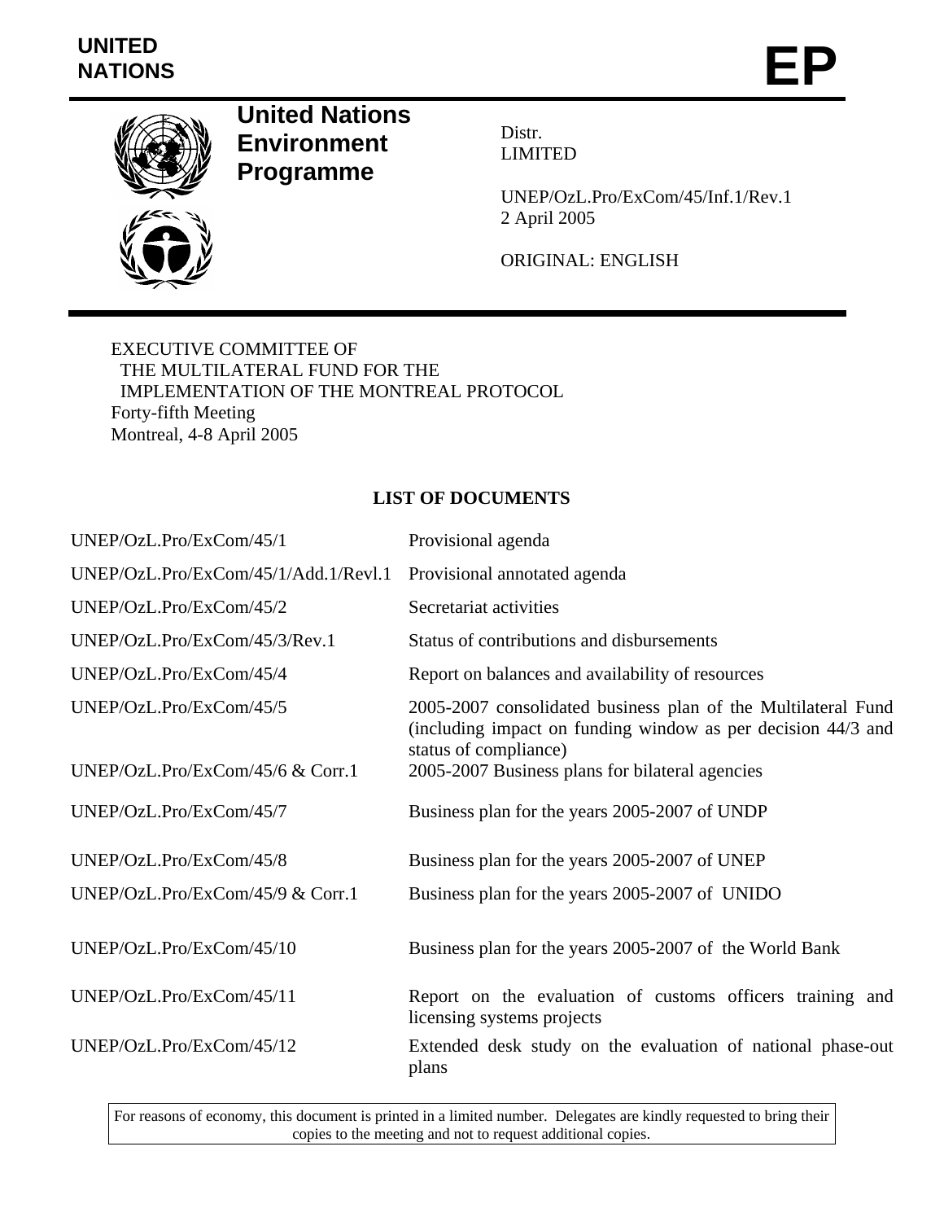**UNITED NATIONS** | **EP**

**United Nations Environment Programme**

Distr.
LIMITED

UNEP/OzL.Pro/ExCom/45/Inf.1/Rev.1
2 April 2005

ORIGINAL: ENGLISH

EXECUTIVE COMMITTEE OF
THE MULTILATERAL FUND FOR THE
IMPLEMENTATION OF THE MONTREAL PROTOCOL
Forty-fifth Meeting
Montreal, 4-8 April 2005

## LIST OF DOCUMENTS

| | |
|---|---|
| UNEP/OzL.Pro/ExCom/45/1 | Provisional agenda |
| UNEP/OzL.Pro/ExCom/45/1/Add.1/Revl.1 | Provisional annotated agenda |
| UNEP/OzL.Pro/ExCom/45/2 | Secretariat activities |
| UNEP/OzL.Pro/ExCom/45/3/Rev.1 | Status of contributions and disbursements |
| UNEP/OzL.Pro/ExCom/45/4 | Report on balances and availability of resources |
| UNEP/OzL.Pro/ExCom/45/5 | 2005-2007 consolidated business plan of the Multilateral Fund (including impact on funding window as per decision 44/3 and status of compliance) |
| UNEP/OzL.Pro/ExCom/45/6 & Corr.1 | 2005-2007 Business plans for bilateral agencies |
| UNEP/OzL.Pro/ExCom/45/7 | Business plan for the years 2005-2007 of UNDP |
| UNEP/OzL.Pro/ExCom/45/8 | Business plan for the years 2005-2007 of UNEP |
| UNEP/OzL.Pro/ExCom/45/9 & Corr.1 | Business plan for the years 2005-2007 of UNIDO |
| UNEP/OzL.Pro/ExCom/45/10 | Business plan for the years 2005-2007 of the World Bank |
| UNEP/OzL.Pro/ExCom/45/11 | Report on the evaluation of customs officers training and licensing systems projects |
| UNEP/OzL.Pro/ExCom/45/12 | Extended desk study on the evaluation of national phase-out plans |

For reasons of economy, this document is printed in a limited number. Delegates are kindly requested to bring their copies to the meeting and not to request additional copies.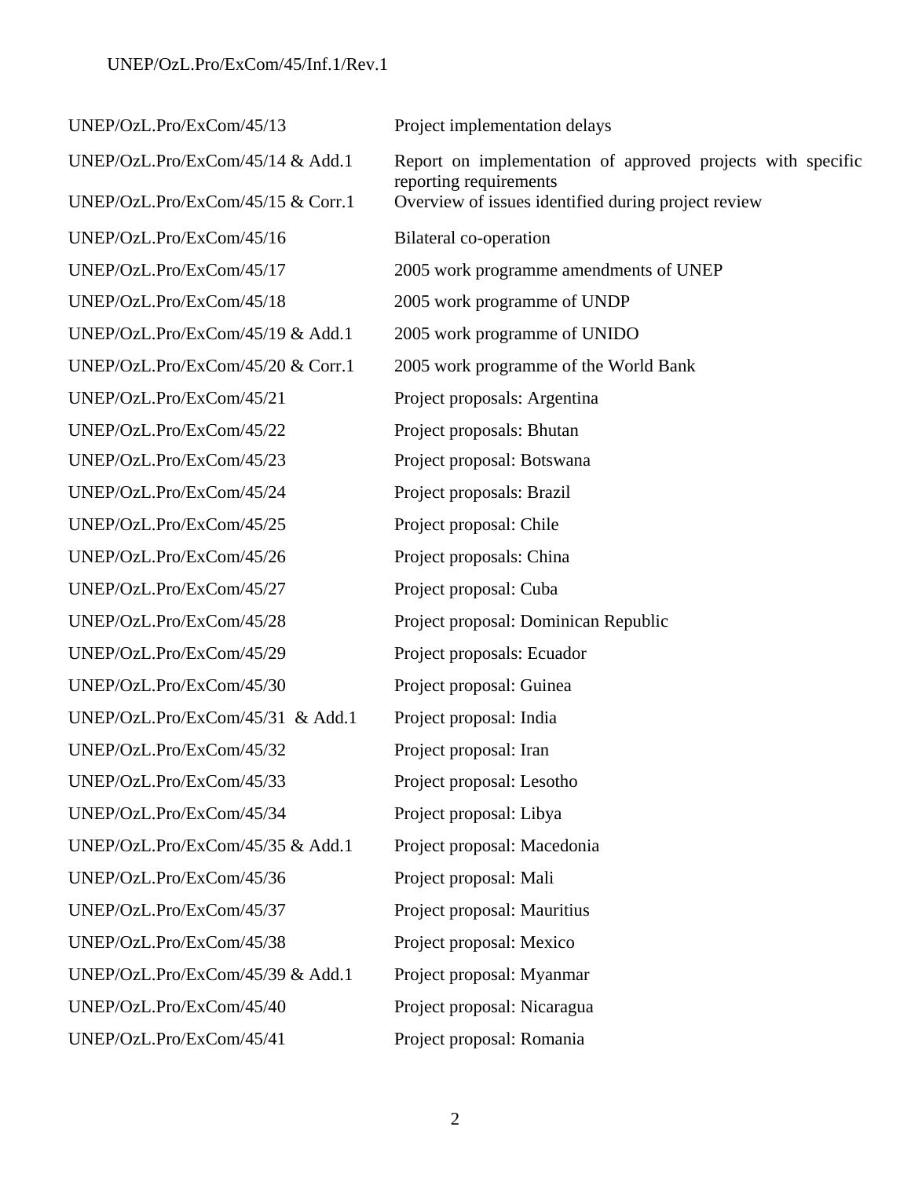| | |
|---|---|
| UNEP/OzL.Pro/ExCom/45/13 | Project implementation delays |
| UNEP/OzL.Pro/ExCom/45/14 & Add.1 | Report on implementation of approved projects with specific reporting requirements |
| UNEP/OzL.Pro/ExCom/45/15 & Corr.1 | Overview of issues identified during project review |
| UNEP/OzL.Pro/ExCom/45/16 | Bilateral co-operation |
| UNEP/OzL.Pro/ExCom/45/17 | 2005 work programme amendments of UNEP |
| UNEP/OzL.Pro/ExCom/45/18 | 2005 work programme of UNDP |
| UNEP/OzL.Pro/ExCom/45/19 & Add.1 | 2005 work programme of UNIDO |
| UNEP/OzL.Pro/ExCom/45/20 & Corr.1 | 2005 work programme of the World Bank |
| UNEP/OzL.Pro/ExCom/45/21 | Project proposals: Argentina |
| UNEP/OzL.Pro/ExCom/45/22 | Project proposals: Bhutan |
| UNEP/OzL.Pro/ExCom/45/23 | Project proposal: Botswana |
| UNEP/OzL.Pro/ExCom/45/24 | Project proposals: Brazil |
| UNEP/OzL.Pro/ExCom/45/25 | Project proposal: Chile |
| UNEP/OzL.Pro/ExCom/45/26 | Project proposals: China |
| UNEP/OzL.Pro/ExCom/45/27 | Project proposal: Cuba |
| UNEP/OzL.Pro/ExCom/45/28 | Project proposal: Dominican Republic |
| UNEP/OzL.Pro/ExCom/45/29 | Project proposals: Ecuador |
| UNEP/OzL.Pro/ExCom/45/30 | Project proposal: Guinea |
| UNEP/OzL.Pro/ExCom/45/31 & Add.1 | Project proposal: India |
| UNEP/OzL.Pro/ExCom/45/32 | Project proposal: Iran |
| UNEP/OzL.Pro/ExCom/45/33 | Project proposal: Lesotho |
| UNEP/OzL.Pro/ExCom/45/34 | Project proposal: Libya |
| UNEP/OzL.Pro/ExCom/45/35 & Add.1 | Project proposal: Macedonia |
| UNEP/OzL.Pro/ExCom/45/36 | Project proposal: Mali |
| UNEP/OzL.Pro/ExCom/45/37 | Project proposal: Mauritius |
| UNEP/OzL.Pro/ExCom/45/38 | Project proposal: Mexico |
| UNEP/OzL.Pro/ExCom/45/39 & Add.1 | Project proposal: Myanmar |
| UNEP/OzL.Pro/ExCom/45/40 | Project proposal: Nicaragua |
| UNEP/OzL.Pro/ExCom/45/41 | Project proposal: Romania |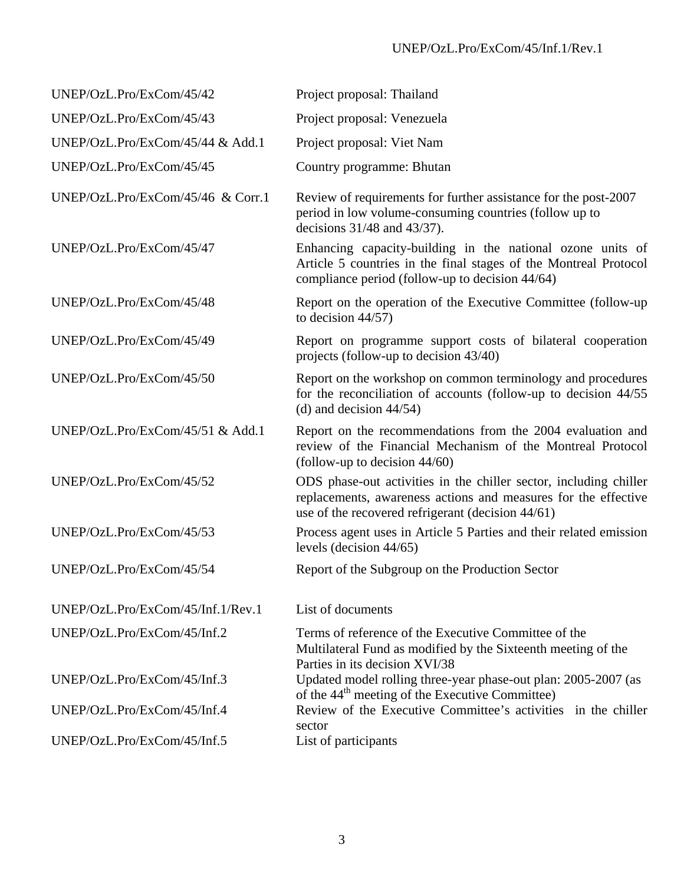| | |
|---|---|
| UNEP/OzL.Pro/ExCom/45/42 | Project proposal: Thailand |
| UNEP/OzL.Pro/ExCom/45/43 | Project proposal: Venezuela |
| UNEP/OzL.Pro/ExCom/45/44 & Add.1 | Project proposal: Viet Nam |
| UNEP/OzL.Pro/ExCom/45/45 | Country programme: Bhutan |
| UNEP/OzL.Pro/ExCom/45/46 & Corr.1 | Review of requirements for further assistance for the post-2007 period in low volume-consuming countries (follow up to decisions 31/48 and 43/37). |
| UNEP/OzL.Pro/ExCom/45/47 | Enhancing capacity-building in the national ozone units of Article 5 countries in the final stages of the Montreal Protocol compliance period (follow-up to decision 44/64) |
| UNEP/OzL.Pro/ExCom/45/48 | Report on the operation of the Executive Committee (follow-up to decision 44/57) |
| UNEP/OzL.Pro/ExCom/45/49 | Report on programme support costs of bilateral cooperation projects (follow-up to decision 43/40) |
| UNEP/OzL.Pro/ExCom/45/50 | Report on the workshop on common terminology and procedures for the reconciliation of accounts (follow-up to decision 44/55 (d) and decision 44/54) |
| UNEP/OzL.Pro/ExCom/45/51 & Add.1 | Report on the recommendations from the 2004 evaluation and review of the Financial Mechanism of the Montreal Protocol (follow-up to decision 44/60) |
| UNEP/OzL.Pro/ExCom/45/52 | ODS phase-out activities in the chiller sector, including chiller replacements, awareness actions and measures for the effective use of the recovered refrigerant (decision 44/61) |
| UNEP/OzL.Pro/ExCom/45/53 | Process agent uses in Article 5 Parties and their related emission levels (decision 44/65) |
| UNEP/OzL.Pro/ExCom/45/54 | Report of the Subgroup on the Production Sector |
| UNEP/OzL.Pro/ExCom/45/Inf.1/Rev.1 | List of documents |
| UNEP/OzL.Pro/ExCom/45/Inf.2 | Terms of reference of the Executive Committee of the Multilateral Fund as modified by the Sixteenth meeting of the Parties in its decision XVI/38 |
| UNEP/OzL.Pro/ExCom/45/Inf.3 | Updated model rolling three-year phase-out plan: 2005-2007 (as of the 44th meeting of the Executive Committee) |
| UNEP/OzL.Pro/ExCom/45/Inf.4 | Review of the Executive Committee's activities in the chiller sector |
| UNEP/OzL.Pro/ExCom/45/Inf.5 | List of participants |